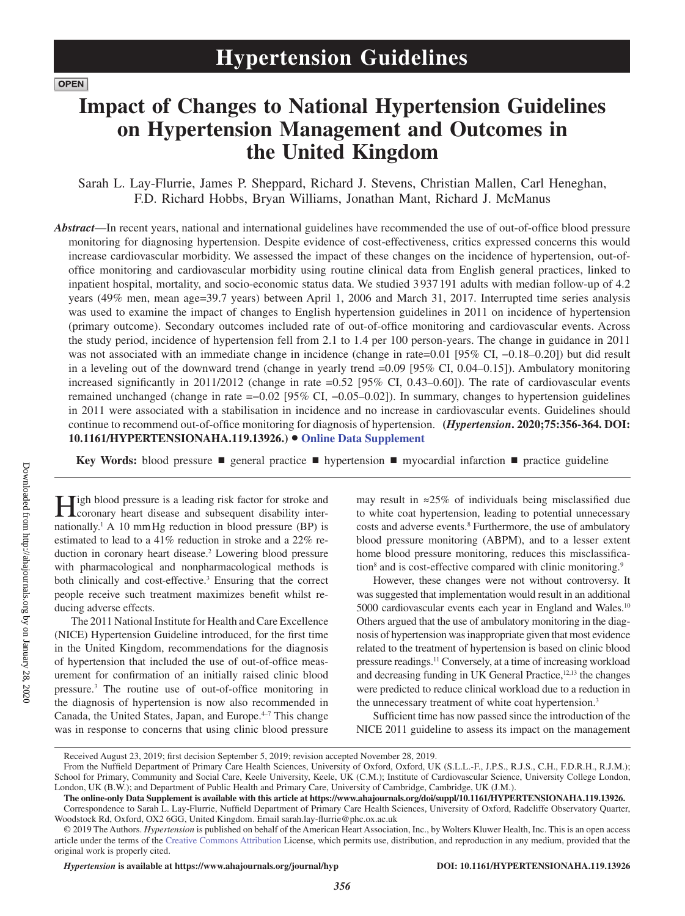# Hypertension Guidelines

OPEN

# Impact of Changes to National Hypertension Guidelines on Hypertension Management and Outcomes in the United Kingdom

Sarah L. Lay-Flurrie, James P. Sheppard, Richard J. Stevens, Christian Mallen, Carl Heneghan, F.D. Richard Hobbs, Bryan Williams, Jonathan Mant, Richard J. McManus

***Abstract***—In recent years, national and international guidelines have recommended the use of out-of-office blood pressure monitoring for diagnosing hypertension. Despite evidence of cost-effectiveness, critics expressed concerns this would increase cardiovascular morbidity. We assessed the impact of these changes on the incidence of hypertension, out-of-office monitoring and cardiovascular morbidity using routine clinical data from English general practices, linked to inpatient hospital, mortality, and socio-economic status data. We studied 3 937 191 adults with median follow-up of 4.2 years (49% men, mean age=39.7 years) between April 1, 2006 and March 31, 2017. Interrupted time series analysis was used to examine the impact of changes to English hypertension guidelines in 2011 on incidence of hypertension (primary outcome). Secondary outcomes included rate of out-of-office monitoring and cardiovascular events. Across the study period, incidence of hypertension fell from 2.1 to 1.4 per 100 person-years. The change in guidance in 2011 was not associated with an immediate change in incidence (change in rate=0.01 [95% CI, −0.18–0.20]) but did result in a leveling out of the downward trend (change in yearly trend =0.09 [95% CI, 0.04–0.15]). Ambulatory monitoring increased significantly in 2011/2012 (change in rate =0.52 [95% CI, 0.43–0.60]). The rate of cardiovascular events remained unchanged (change in rate =−0.02 [95% CI, −0.05–0.02]). In summary, changes to hypertension guidelines in 2011 were associated with a stabilisation in incidence and no increase in cardiovascular events. Guidelines should continue to recommend out-of-office monitoring for diagnosis of hypertension. **(*Hypertension*. 2020;75:356-364. DOI: 10.1161/HYPERTENSIONAHA.119.13926.)** • **Online Data Supplement**

**Key Words:** blood pressure ■ general practice ■ hypertension ■ myocardial infarction ■ practice guideline

High blood pressure is a leading risk factor for stroke and coronary heart disease and subsequent disability internationally.[1] A 10 mm Hg reduction in blood pressure (BP) is estimated to lead to a 41% reduction in stroke and a 22% reduction in coronary heart disease.[2] Lowering blood pressure with pharmacological and nonpharmacological methods is both clinically and cost-effective.[3] Ensuring that the correct people receive such treatment maximizes benefit whilst reducing adverse effects.

The 2011 National Institute for Health and Care Excellence (NICE) Hypertension Guideline introduced, for the first time in the United Kingdom, recommendations for the diagnosis of hypertension that included the use of out-of-office measurement for confirmation of an initially raised clinic blood pressure.[3] The routine use of out-of-office monitoring in the diagnosis of hypertension is now also recommended in Canada, the United States, Japan, and Europe.[4–7] This change was in response to concerns that using clinic blood pressure may result in ≈25% of individuals being misclassified due to white coat hypertension, leading to potential unnecessary costs and adverse events.[8] Furthermore, the use of ambulatory blood pressure monitoring (ABPM), and to a lesser extent home blood pressure monitoring, reduces this misclassification[8] and is cost-effective compared with clinic monitoring.[9]

However, these changes were not without controversy. It was suggested that implementation would result in an additional 5000 cardiovascular events each year in England and Wales.[10] Others argued that the use of ambulatory monitoring in the diagnosis of hypertension was inappropriate given that most evidence related to the treatment of hypertension is based on clinic blood pressure readings.[11] Conversely, at a time of increasing workload and decreasing funding in UK General Practice,[12,13] the changes were predicted to reduce clinical workload due to a reduction in the unnecessary treatment of white coat hypertension.[3]

Sufficient time has now passed since the introduction of the NICE 2011 guideline to assess its impact on the management

Received August 23, 2019; first decision September 5, 2019; revision accepted November 28, 2019.

From the Nuffield Department of Primary Care Health Sciences, University of Oxford, Oxford, UK (S.L.L.-F., J.P.S., R.J.S., C.H., F.D.R.H., R.J.M.); School for Primary, Community and Social Care, Keele University, Keele, UK (C.M.); Institute of Cardiovascular Science, University College London, London, UK (B.W.); and Department of Public Health and Primary Care, University of Cambridge, Cambridge, UK (J.M.).

**The online-only Data Supplement is available with this article at https://www.ahajournals.org/doi/suppl/10.1161/HYPERTENSIONAHA.119.13926.**

Correspondence to Sarah L. Lay-Flurrie, Nuffield Department of Primary Care Health Sciences, University of Oxford, Radcliffe Observatory Quarter, Woodstock Rd, Oxford, OX2 6GG, United Kingdom. Email sarah.lay-flurrie@phc.ox.ac.uk

© 2019 The Authors. *Hypertension* is published on behalf of the American Heart Association, Inc., by Wolters Kluwer Health, Inc. This is an open access article under the terms of the Creative Commons Attribution License, which permits use, distribution, and reproduction in any medium, provided that the original work is properly cited.

*Hypertension* **is available at https://www.ahajournals.org/journal/hyp** **DOI: 10.1161/HYPERTENSIONAHA.119.13926**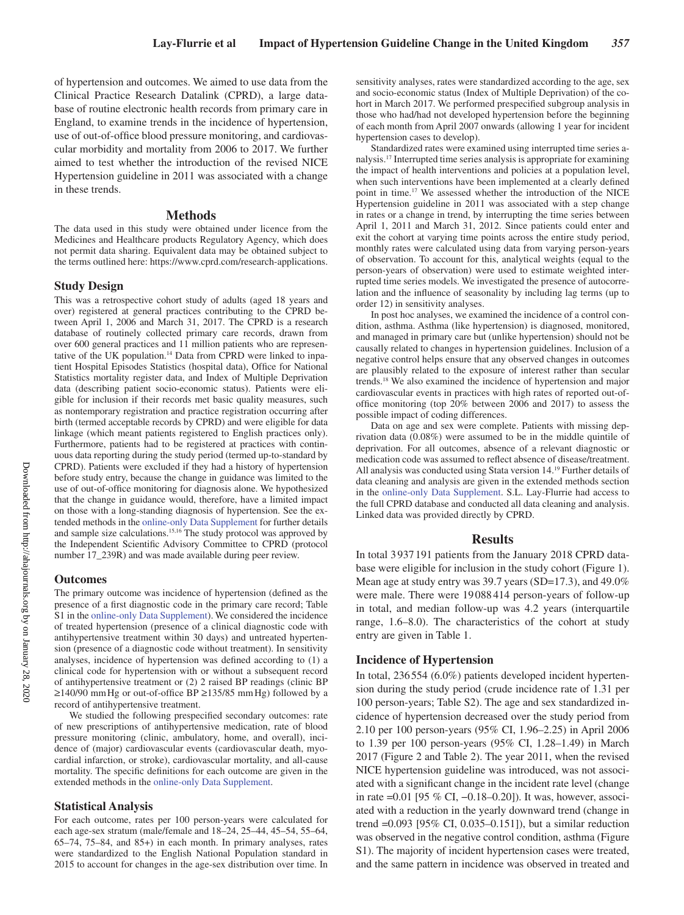of hypertension and outcomes. We aimed to use data from the Clinical Practice Research Datalink (CPRD), a large database of routine electronic health records from primary care in England, to examine trends in the incidence of hypertension, use of out-of-office blood pressure monitoring, and cardiovascular morbidity and mortality from 2006 to 2017. We further aimed to test whether the introduction of the revised NICE Hypertension guideline in 2011 was associated with a change in these trends.

## Methods

The data used in this study were obtained under licence from the Medicines and Healthcare products Regulatory Agency, which does not permit data sharing. Equivalent data may be obtained subject to the terms outlined here: https://www.cprd.com/research-applications.

### Study Design

This was a retrospective cohort study of adults (aged 18 years and over) registered at general practices contributing to the CPRD between April 1, 2006 and March 31, 2017. The CPRD is a research database of routinely collected primary care records, drawn from over 600 general practices and 11 million patients who are representative of the UK population.[14] Data from CPRD were linked to inpatient Hospital Episodes Statistics (hospital data), Office for National Statistics mortality register data, and Index of Multiple Deprivation data (describing patient socio-economic status). Patients were eligible for inclusion if their records met basic quality measures, such as nontemporary registration and practice registration occurring after birth (termed acceptable records by CPRD) and were eligible for data linkage (which meant patients registered to English practices only). Furthermore, patients had to be registered at practices with continuous data reporting during the study period (termed up-to-standard by CPRD). Patients were excluded if they had a history of hypertension before study entry, because the change in guidance was limited to the use of out-of-office monitoring for diagnosis alone. We hypothesized that the change in guidance would, therefore, have a limited impact on those with a long-standing diagnosis of hypertension. See the extended methods in the online-only Data Supplement for further details and sample size calculations.[15,16] The study protocol was approved by the Independent Scientific Advisory Committee to CPRD (protocol number 17_239R) and was made available during peer review.

### Outcomes

The primary outcome was incidence of hypertension (defined as the presence of a first diagnostic code in the primary care record; Table S1 in the online-only Data Supplement). We considered the incidence of treated hypertension (presence of a clinical diagnostic code with antihypertensive treatment within 30 days) and untreated hypertension (presence of a diagnostic code without treatment). In sensitivity analyses, incidence of hypertension was defined according to (1) a clinical code for hypertension with or without a subsequent record of antihypertensive treatment or (2) 2 raised BP readings (clinic BP ≥140/90 mm Hg or out-of-office BP ≥135/85 mm Hg) followed by a record of antihypertensive treatment.

We studied the following prespecified secondary outcomes: rate of new prescriptions of antihypertensive medication, rate of blood pressure monitoring (clinic, ambulatory, home, and overall), incidence of (major) cardiovascular events (cardiovascular death, myocardial infarction, or stroke), cardiovascular mortality, and all-cause mortality. The specific definitions for each outcome are given in the extended methods in the online-only Data Supplement.

### Statistical Analysis

For each outcome, rates per 100 person-years were calculated for each age-sex stratum (male/female and 18–24, 25–44, 45–54, 55–64, 65–74, 75–84, and 85+) in each month. In primary analyses, rates were standardized to the English National Population standard in 2015 to account for changes in the age-sex distribution over time. In sensitivity analyses, rates were standardized according to the age, sex and socio-economic status (Index of Multiple Deprivation) of the cohort in March 2017. We performed prespecified subgroup analysis in those who had/had not developed hypertension before the beginning of each month from April 2007 onwards (allowing 1 year for incident hypertension cases to develop).

Standardized rates were examined using interrupted time series analysis.[17] Interrupted time series analysis is appropriate for examining the impact of health interventions and policies at a population level, when such interventions have been implemented at a clearly defined point in time.[17] We assessed whether the introduction of the NICE Hypertension guideline in 2011 was associated with a step change in rates or a change in trend, by interrupting the time series between April 1, 2011 and March 31, 2012. Since patients could enter and exit the cohort at varying time points across the entire study period, monthly rates were calculated using data from varying person-years of observation. To account for this, analytical weights (equal to the person-years of observation) were used to estimate weighted interrupted time series models. We investigated the presence of autocorrelation and the influence of seasonality by including lag terms (up to order 12) in sensitivity analyses.

In post hoc analyses, we examined the incidence of a control condition, asthma. Asthma (like hypertension) is diagnosed, monitored, and managed in primary care but (unlike hypertension) should not be causally related to changes in hypertension guidelines. Inclusion of a negative control helps ensure that any observed changes in outcomes are plausibly related to the exposure of interest rather than secular trends.[18] We also examined the incidence of hypertension and major cardiovascular events in practices with high rates of reported out-of-office monitoring (top 20% between 2006 and 2017) to assess the possible impact of coding differences.

Data on age and sex were complete. Patients with missing deprivation data (0.08%) were assumed to be in the middle quintile of deprivation. For all outcomes, absence of a relevant diagnostic or medication code was assumed to reflect absence of disease/treatment. All analysis was conducted using Stata version 14.[19] Further details of data cleaning and analysis are given in the extended methods section in the online-only Data Supplement. S.L. Lay-Flurrie had access to the full CPRD database and conducted all data cleaning and analysis. Linked data was provided directly by CPRD.

## Results

In total 3 937 191 patients from the January 2018 CPRD database were eligible for inclusion in the study cohort (Figure 1). Mean age at study entry was 39.7 years (SD=17.3), and 49.0% were male. There were 19 088 414 person-years of follow-up in total, and median follow-up was 4.2 years (interquartile range, 1.6–8.0). The characteristics of the cohort at study entry are given in Table 1.

### Incidence of Hypertension

In total, 236 554 (6.0%) patients developed incident hypertension during the study period (crude incidence rate of 1.31 per 100 person-years; Table S2). The age and sex standardized incidence of hypertension decreased over the study period from 2.10 per 100 person-years (95% CI, 1.96–2.25) in April 2006 to 1.39 per 100 person-years (95% CI, 1.28–1.49) in March 2017 (Figure 2 and Table 2). The year 2011, when the revised NICE hypertension guideline was introduced, was not associated with a significant change in the incident rate level (change in rate =0.01 [95 % CI, −0.18–0.20]). It was, however, associated with a reduction in the yearly downward trend (change in trend =0.093 [95% CI, 0.035–0.151]), but a similar reduction was observed in the negative control condition, asthma (Figure S1). The majority of incident hypertension cases were treated, and the same pattern in incidence was observed in treated and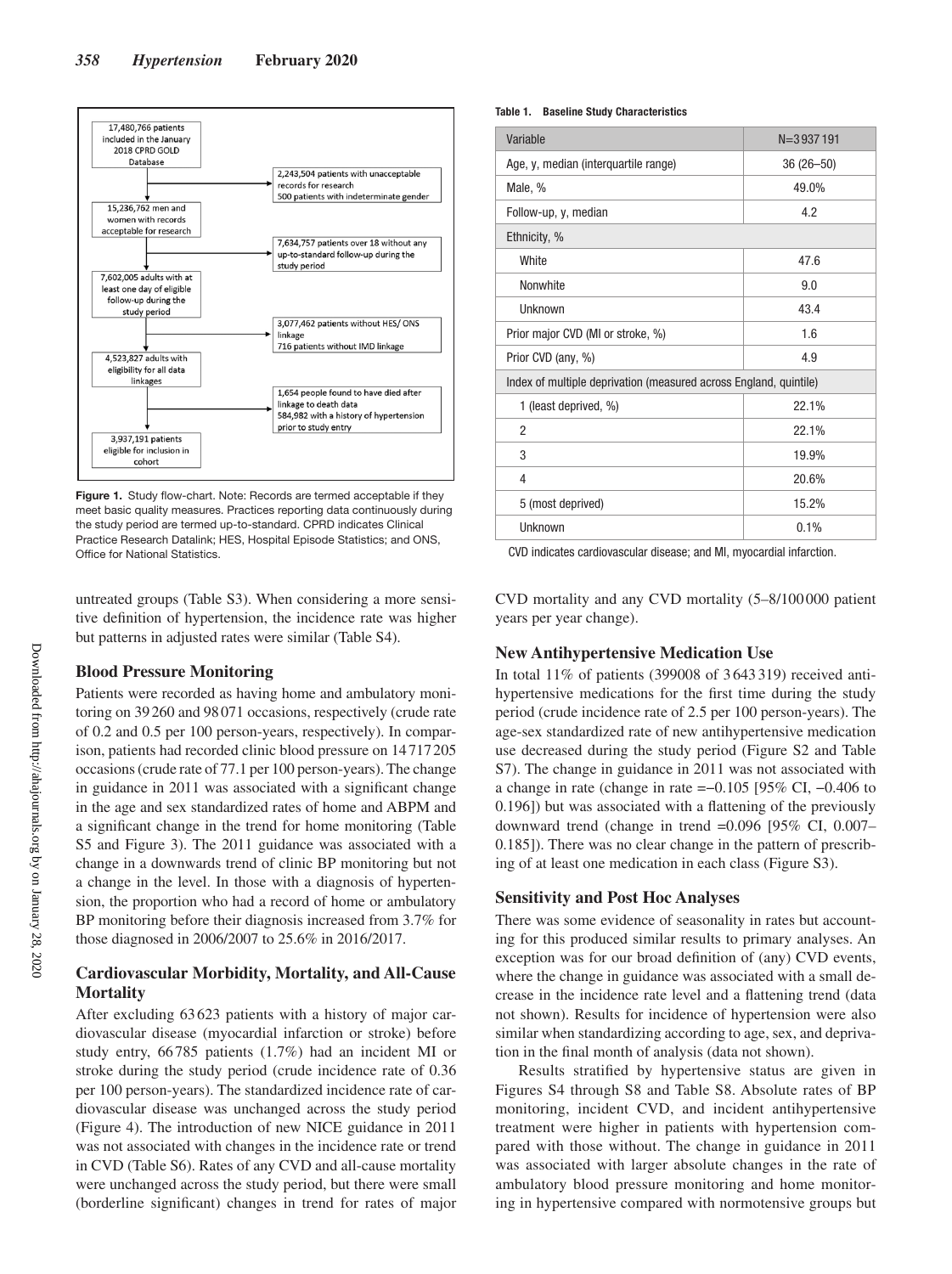17,480,766 patients included in the January 2018 CPRD GOLD Database

→ 2,243,504 patients with unacceptable records for research
500 patients with indeterminate gender

15,236,762 men and women with records acceptable for research

→ 7,634,757 patients over 18 without any up-to-standard follow-up during the study period

7,602,005 adults with at least one day of eligible follow-up during the study period

→ 3,077,462 patients without HES/ ONS linkage
716 patients without IMD linkage

4,523,827 adults with eligibility for all data linkages

→ 1,654 people found to have died after linkage to death data
584,982 with a history of hypertension prior to study entry

3,937,191 patients eligible for inclusion in cohort

**Figure 1.** Study flow-chart. Note: Records are termed acceptable if they meet basic quality measures. Practices reporting data continuously during the study period are termed up-to-standard. CPRD indicates Clinical Practice Research Datalink; HES, Hospital Episode Statistics; and ONS, Office for National Statistics.

**Table 1. Baseline Study Characteristics**

| Variable | N=3 937 191 |
|---|---|
| Age, y, median (interquartile range) | 36 (26–50) |
| Male, % | 49.0% |
| Follow-up, y, median | 4.2 |
| Ethnicity, % | |
| White | 47.6 |
| Nonwhite | 9.0 |
| Unknown | 43.4 |
| Prior major CVD (MI or stroke, %) | 1.6 |
| Prior CVD (any, %) | 4.9 |
| Index of multiple deprivation (measured across England, quintile) | |
| 1 (least deprived, %) | 22.1% |
| 2 | 22.1% |
| 3 | 19.9% |
| 4 | 20.6% |
| 5 (most deprived) | 15.2% |
| Unknown | 0.1% |

CVD indicates cardiovascular disease; and MI, myocardial infarction.

untreated groups (Table S3). When considering a more sensitive definition of hypertension, the incidence rate was higher but patterns in adjusted rates were similar (Table S4).

### Blood Pressure Monitoring

Patients were recorded as having home and ambulatory monitoring on 39 260 and 98 071 occasions, respectively (crude rate of 0.2 and 0.5 per 100 person-years, respectively). In comparison, patients had recorded clinic blood pressure on 14 717 205 occasions (crude rate of 77.1 per 100 person-years). The change in guidance in 2011 was associated with a significant change in the age and sex standardized rates of home and ABPM and a significant change in the trend for home monitoring (Table S5 and Figure 3). The 2011 guidance was associated with a change in a downwards trend of clinic BP monitoring but not a change in the level. In those with a diagnosis of hypertension, the proportion who had a record of home or ambulatory BP monitoring before their diagnosis increased from 3.7% for those diagnosed in 2006/2007 to 25.6% in 2016/2017.

### Cardiovascular Morbidity, Mortality, and All-Cause Mortality

After excluding 63 623 patients with a history of major cardiovascular disease (myocardial infarction or stroke) before study entry, 66 785 patients (1.7%) had an incident MI or stroke during the study period (crude incidence rate of 0.36 per 100 person-years). The standardized incidence rate of cardiovascular disease was unchanged across the study period (Figure 4). The introduction of new NICE guidance in 2011 was not associated with changes in the incidence rate or trend in CVD (Table S6). Rates of any CVD and all-cause mortality were unchanged across the study period, but there were small (borderline significant) changes in trend for rates of major CVD mortality and any CVD mortality (5–8/100 000 patient years per year change).

### New Antihypertensive Medication Use

In total 11% of patients (399008 of 3 643 319) received antihypertensive medications for the first time during the study period (crude incidence rate of 2.5 per 100 person-years). The age-sex standardized rate of new antihypertensive medication use decreased during the study period (Figure S2 and Table S7). The change in guidance in 2011 was not associated with a change in rate (change in rate =−0.105 [95% CI, −0.406 to 0.196]) but was associated with a flattening of the previously downward trend (change in trend =0.096 [95% CI, 0.007–0.185]). There was no clear change in the pattern of prescribing of at least one medication in each class (Figure S3).

### Sensitivity and Post Hoc Analyses

There was some evidence of seasonality in rates but accounting for this produced similar results to primary analyses. An exception was for our broad definition of (any) CVD events, where the change in guidance was associated with a small decrease in the incidence rate level and a flattening trend (data not shown). Results for incidence of hypertension were also similar when standardizing according to age, sex, and deprivation in the final month of analysis (data not shown).

Results stratified by hypertensive status are given in Figures S4 through S8 and Table S8. Absolute rates of BP monitoring, incident CVD, and incident antihypertensive treatment were higher in patients with hypertension compared with those without. The change in guidance in 2011 was associated with larger absolute changes in the rate of ambulatory blood pressure monitoring and home monitoring in hypertensive compared with normotensive groups but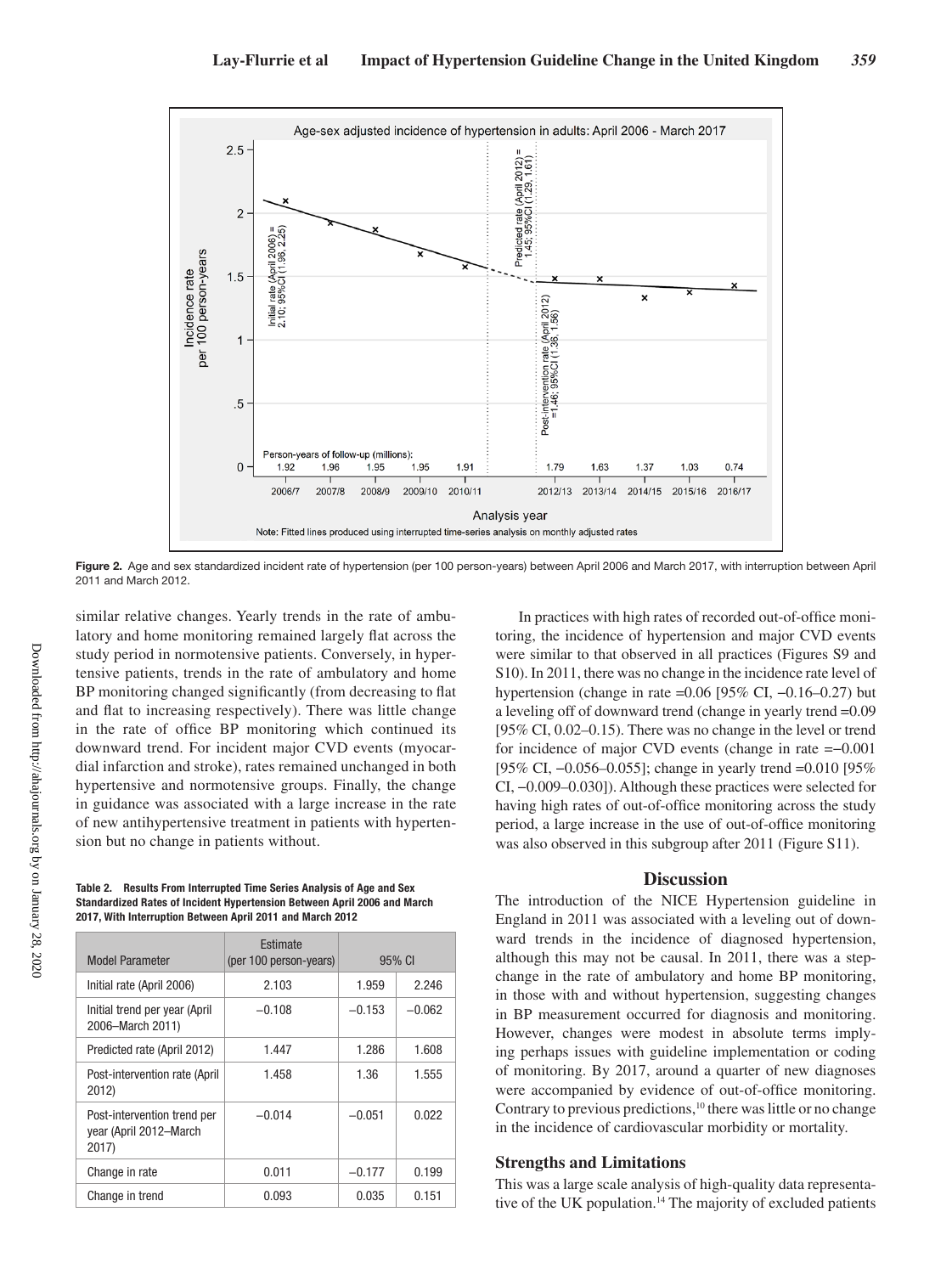Figure 2. Age and sex standardized incident rate of hypertension (per 100 person-years) between April 2006 and March 2017, with interruption between April 2011 and March 2012.

similar relative changes. Yearly trends in the rate of ambulatory and home monitoring remained largely flat across the study period in normotensive patients. Conversely, in hypertensive patients, trends in the rate of ambulatory and home BP monitoring changed significantly (from decreasing to flat and flat to increasing respectively). There was little change in the rate of office BP monitoring which continued its downward trend. For incident major CVD events (myocardial infarction and stroke), rates remained unchanged in both hypertensive and normotensive groups. Finally, the change in guidance was associated with a large increase in the rate of new antihypertensive treatment in patients with hypertension but no change in patients without.

**Table 2. Results From Interrupted Time Series Analysis of Age and Sex Standardized Rates of Incident Hypertension Between April 2006 and March 2017, With Interruption Between April 2011 and March 2012**

| Model Parameter | Estimate (per 100 person-years) | 95% CI | |
|---|---|---|---|
| Initial rate (April 2006) | 2.103 | 1.959 | 2.246 |
| Initial trend per year (April 2006–March 2011) | −0.108 | −0.153 | −0.062 |
| Predicted rate (April 2012) | 1.447 | 1.286 | 1.608 |
| Post-intervention rate (April 2012) | 1.458 | 1.36 | 1.555 |
| Post-intervention trend per year (April 2012–March 2017) | −0.014 | −0.051 | 0.022 |
| Change in rate | 0.011 | −0.177 | 0.199 |
| Change in trend | 0.093 | 0.035 | 0.151 |

In practices with high rates of recorded out-of-office monitoring, the incidence of hypertension and major CVD events were similar to that observed in all practices (Figures S9 and S10). In 2011, there was no change in the incidence rate level of hypertension (change in rate =0.06 [95% CI, −0.16–0.27) but a leveling off of downward trend (change in yearly trend =0.09 [95% CI, 0.02–0.15). There was no change in the level or trend for incidence of major CVD events (change in rate =−0.001 [95% CI, −0.056–0.055]; change in yearly trend =0.010 [95% CI, −0.009–0.030]). Although these practices were selected for having high rates of out-of-office monitoring across the study period, a large increase in the use of out-of-office monitoring was also observed in this subgroup after 2011 (Figure S11).

## Discussion

The introduction of the NICE Hypertension guideline in England in 2011 was associated with a leveling out of downward trends in the incidence of diagnosed hypertension, although this may not be causal. In 2011, there was a step-change in the rate of ambulatory and home BP monitoring, in those with and without hypertension, suggesting changes in BP measurement occurred for diagnosis and monitoring. However, changes were modest in absolute terms implying perhaps issues with guideline implementation or coding of monitoring. By 2017, around a quarter of new diagnoses were accompanied by evidence of out-of-office monitoring. Contrary to previous predictions,[10] there was little or no change in the incidence of cardiovascular morbidity or mortality.

### Strengths and Limitations

This was a large scale analysis of high-quality data representative of the UK population.[14] The majority of excluded patients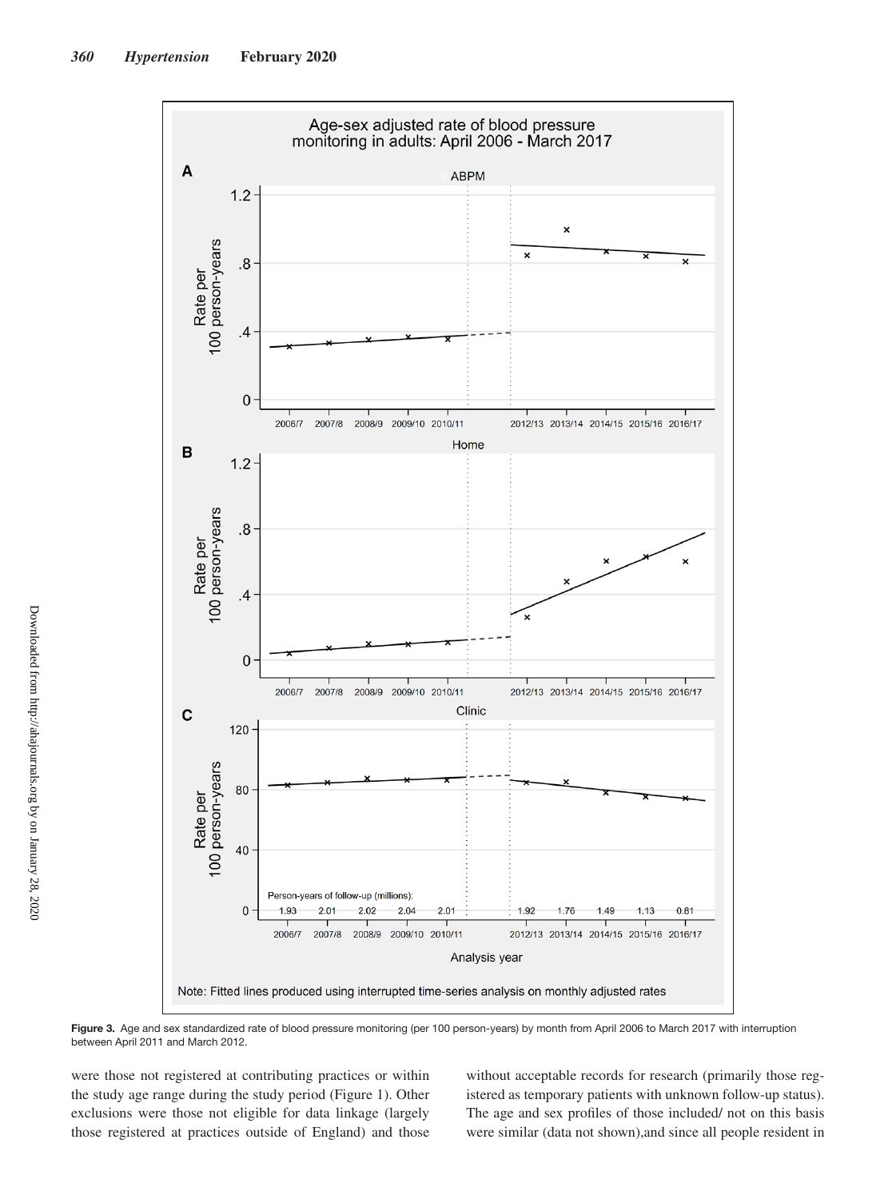Figure 3. Age and sex standardized rate of blood pressure monitoring (per 100 person-years) by month from April 2006 to March 2017 with interruption between April 2011 and March 2012.

were those not registered at contributing practices or within the study age range during the study period (Figure 1). Other exclusions were those not eligible for data linkage (largely those registered at practices outside of England) and those without acceptable records for research (primarily those registered as temporary patients with unknown follow-up status). The age and sex profiles of those included/ not on this basis were similar (data not shown),and since all people resident in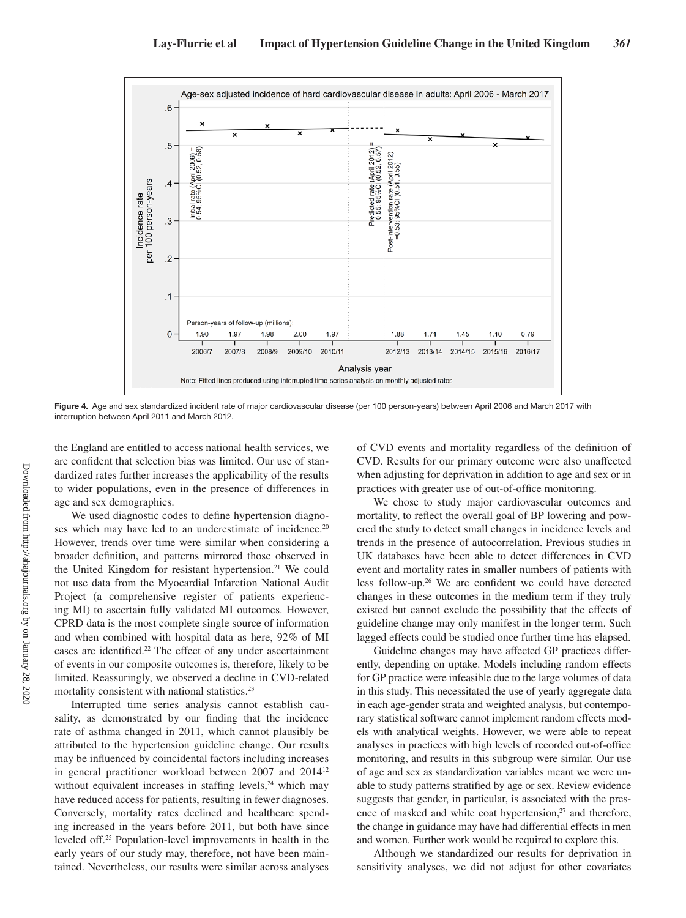Figure 4. Age and sex standardized incident rate of major cardiovascular disease (per 100 person-years) between April 2006 and March 2017 with interruption between April 2011 and March 2012.

the England are entitled to access national health services, we are confident that selection bias was limited. Our use of standardized rates further increases the applicability of the results to wider populations, even in the presence of differences in age and sex demographics.

We used diagnostic codes to define hypertension diagnoses which may have led to an underestimate of incidence.[20] However, trends over time were similar when considering a broader definition, and patterns mirrored those observed in the United Kingdom for resistant hypertension.[21] We could not use data from the Myocardial Infarction National Audit Project (a comprehensive register of patients experiencing MI) to ascertain fully validated MI outcomes. However, CPRD data is the most complete single source of information and when combined with hospital data as here, 92% of MI cases are identified.[22] The effect of any under ascertainment of events in our composite outcomes is, therefore, likely to be limited. Reassuringly, we observed a decline in CVD-related mortality consistent with national statistics.[23]

Interrupted time series analysis cannot establish causality, as demonstrated by our finding that the incidence rate of asthma changed in 2011, which cannot plausibly be attributed to the hypertension guideline change. Our results may be influenced by coincidental factors including increases in general practitioner workload between 2007 and 2014[12] without equivalent increases in staffing levels,[24] which may have reduced access for patients, resulting in fewer diagnoses. Conversely, mortality rates declined and healthcare spending increased in the years before 2011, but both have since leveled off.[25] Population-level improvements in health in the early years of our study may, therefore, not have been maintained. Nevertheless, our results were similar across analyses of CVD events and mortality regardless of the definition of CVD. Results for our primary outcome were also unaffected when adjusting for deprivation in addition to age and sex or in practices with greater use of out-of-office monitoring.

We chose to study major cardiovascular outcomes and mortality, to reflect the overall goal of BP lowering and powered the study to detect small changes in incidence levels and trends in the presence of autocorrelation. Previous studies in UK databases have been able to detect differences in CVD event and mortality rates in smaller numbers of patients with less follow-up.[26] We are confident we could have detected changes in these outcomes in the medium term if they truly existed but cannot exclude the possibility that the effects of guideline change may only manifest in the longer term. Such lagged effects could be studied once further time has elapsed.

Guideline changes may have affected GP practices differently, depending on uptake. Models including random effects for GP practice were infeasible due to the large volumes of data in this study. This necessitated the use of yearly aggregate data in each age-gender strata and weighted analysis, but contemporary statistical software cannot implement random effects models with analytical weights. However, we were able to repeat analyses in practices with high levels of recorded out-of-office monitoring, and results in this subgroup were similar. Our use of age and sex as standardization variables meant we were unable to study patterns stratified by age or sex. Review evidence suggests that gender, in particular, is associated with the presence of masked and white coat hypertension,[27] and therefore, the change in guidance may have had differential effects in men and women. Further work would be required to explore this.

Although we standardized our results for deprivation in sensitivity analyses, we did not adjust for other covariates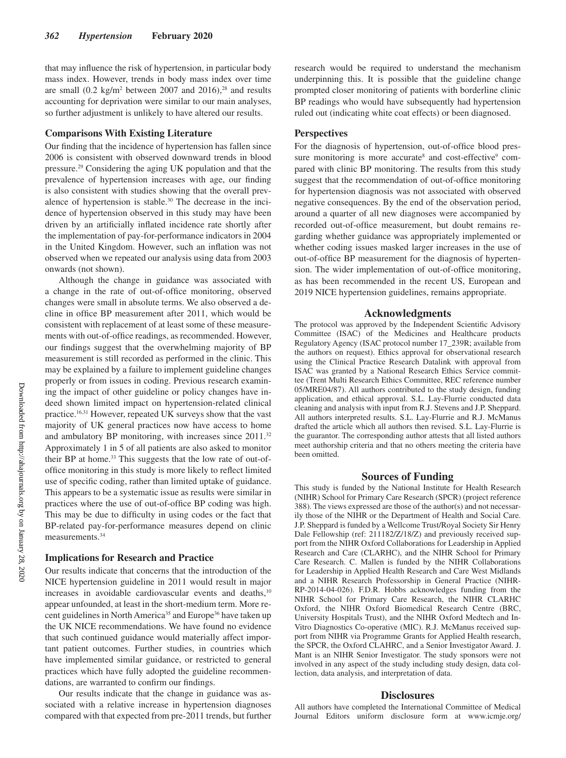that may influence the risk of hypertension, in particular body mass index. However, trends in body mass index over time are small (0.2 kg/m² between 2007 and 2016),[28] and results accounting for deprivation were similar to our main analyses, so further adjustment is unlikely to have altered our results.

### Comparisons With Existing Literature

Our finding that the incidence of hypertension has fallen since 2006 is consistent with observed downward trends in blood pressure.[29] Considering the aging UK population and that the prevalence of hypertension increases with age, our finding is also consistent with studies showing that the overall prevalence of hypertension is stable.[30] The decrease in the incidence of hypertension observed in this study may have been driven by an artificially inflated incidence rate shortly after the implementation of pay-for-performance indicators in 2004 in the United Kingdom. However, such an inflation was not observed when we repeated our analysis using data from 2003 onwards (not shown).

Although the change in guidance was associated with a change in the rate of out-of-office monitoring, observed changes were small in absolute terms. We also observed a decline in office BP measurement after 2011, which would be consistent with replacement of at least some of these measurements with out-of-office readings, as recommended. However, our findings suggest that the overwhelming majority of BP measurement is still recorded as performed in the clinic. This may be explained by a failure to implement guideline changes properly or from issues in coding. Previous research examining the impact of other guideline or policy changes have indeed shown limited impact on hypertension-related clinical practice.[16,31] However, repeated UK surveys show that the vast majority of UK general practices now have access to home and ambulatory BP monitoring, with increases since 2011.[32] Approximately 1 in 5 of all patients are also asked to monitor their BP at home.[33] This suggests that the low rate of out-of-office monitoring in this study is more likely to reflect limited use of specific coding, rather than limited uptake of guidance. This appears to be a systematic issue as results were similar in practices where the use of out-of-office BP coding was high. This may be due to difficulty in using codes or the fact that BP-related pay-for-performance measures depend on clinic measurements.[34]

### Implications for Research and Practice

Our results indicate that concerns that the introduction of the NICE hypertension guideline in 2011 would result in major increases in avoidable cardiovascular events and deaths,[10] appear unfounded, at least in the short-medium term. More recent guidelines in North America[35] and Europe[36] have taken up the UK NICE recommendations. We have found no evidence that such continued guidance would materially affect important patient outcomes. Further studies, in countries which have implemented similar guidance, or restricted to general practices which have fully adopted the guideline recommendations, are warranted to confirm our findings.

Our results indicate that the change in guidance was associated with a relative increase in hypertension diagnoses compared with that expected from pre-2011 trends, but further research would be required to understand the mechanism underpinning this. It is possible that the guideline change prompted closer monitoring of patients with borderline clinic BP readings who would have subsequently had hypertension ruled out (indicating white coat effects) or been diagnosed.

### Perspectives

For the diagnosis of hypertension, out-of-office blood pressure monitoring is more accurate[8] and cost-effective[9] compared with clinic BP monitoring. The results from this study suggest that the recommendation of out-of-office monitoring for hypertension diagnosis was not associated with observed negative consequences. By the end of the observation period, around a quarter of all new diagnoses were accompanied by recorded out-of-office measurement, but doubt remains regarding whether guidance was appropriately implemented or whether coding issues masked larger increases in the use of out-of-office BP measurement for the diagnosis of hypertension. The wider implementation of out-of-office monitoring, as has been recommended in the recent US, European and 2019 NICE hypertension guidelines, remains appropriate.

## Acknowledgments

The protocol was approved by the Independent Scientific Advisory Committee (ISAC) of the Medicines and Healthcare products Regulatory Agency (ISAC protocol number 17_239R; available from the authors on request). Ethics approval for observational research using the Clinical Practice Research Datalink with approval from ISAC was granted by a National Research Ethics Service committee (Trent Multi Research Ethics Committee, REC reference number 05/MRE04/87). All authors contributed to the study design, funding application, and ethical approval. S.L. Lay-Flurrie conducted data cleaning and analysis with input from R.J. Stevens and J.P. Sheppard. All authors interpreted results. S.L. Lay-Flurrie and R.J. McManus drafted the article which all authors then revised. S.L. Lay-Flurrie is the guarantor. The corresponding author attests that all listed authors meet authorship criteria and that no others meeting the criteria have been omitted.

## Sources of Funding

This study is funded by the National Institute for Health Research (NIHR) School for Primary Care Research (SPCR) (project reference 388). The views expressed are those of the author(s) and not necessarily those of the NIHR or the Department of Health and Social Care. J.P. Sheppard is funded by a Wellcome Trust/Royal Society Sir Henry Dale Fellowship (ref: 211182/Z/18/Z) and previously received support from the NIHR Oxford Collaborations for Leadership in Applied Research and Care (CLARHC), and the NIHR School for Primary Care Research. C. Mallen is funded by the NIHR Collaborations for Leadership in Applied Health Research and Care West Midlands and a NIHR Research Professorship in General Practice (NIHR-RP-2014-04-026). F.D.R. Hobbs acknowledges funding from the NIHR School for Primary Care Research, the NIHR CLARHC Oxford, the NIHR Oxford Biomedical Research Centre (BRC, University Hospitals Trust), and the NIHR Oxford Medtech and In-Vitro Diagnostics Co-operative (MIC). R.J. McManus received support from NIHR via Programme Grants for Applied Health research, the SPCR, the Oxford CLAHRC, and a Senior Investigator Award. J. Mant is an NIHR Senior Investigator. The study sponsors were not involved in any aspect of the study including study design, data collection, data analysis, and interpretation of data.

## Disclosures

All authors have completed the International Committee of Medical Journal Editors uniform disclosure form at www.icmje.org/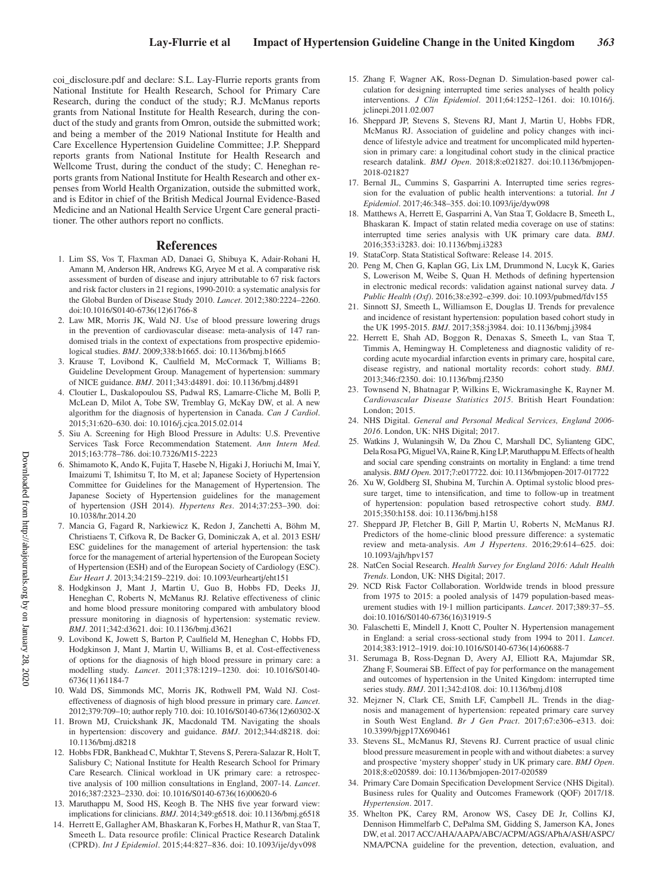coi_disclosure.pdf and declare: S.L. Lay-Flurrie reports grants from National Institute for Health Research, School for Primary Care Research, during the conduct of the study; R.J. McManus reports grants from National Institute for Health Research, during the conduct of the study and grants from Omron, outside the submitted work; and being a member of the 2019 National Institute for Health and Care Excellence Hypertension Guideline Committee; J.P. Sheppard reports grants from National Institute for Health Research and Wellcome Trust, during the conduct of the study; C. Heneghan reports grants from National Institute for Health Research and other expenses from World Health Organization, outside the submitted work, and is Editor in chief of the British Medical Journal Evidence-Based Medicine and an National Health Service Urgent Care general practitioner. The other authors report no conflicts.

## References

1. Lim SS, Vos T, Flaxman AD, Danaei G, Shibuya K, Adair-Rohani H, Amann M, Anderson HR, Andrews KG, Aryee M et al. A comparative risk assessment of burden of disease and injury attributable to 67 risk factors and risk factor clusters in 21 regions, 1990-2010: a systematic analysis for the Global Burden of Disease Study 2010. *Lancet*. 2012;380:2224–2260. doi:10.1016/S0140-6736(12)61766-8
2. Law MR, Morris JK, Wald NJ. Use of blood pressure lowering drugs in the prevention of cardiovascular disease: meta-analysis of 147 randomised trials in the context of expectations from prospective epidemiological studies. *BMJ*. 2009;338:b1665. doi: 10.1136/bmj.b1665
3. Krause T, Lovibond K, Caulfield M, McCormack T, Williams B; Guideline Development Group. Management of hypertension: summary of NICE guidance. *BMJ*. 2011;343:d4891. doi: 10.1136/bmj.d4891
4. Cloutier L, Daskalopoulou SS, Padwal RS, Lamarre-Cliche M, Bolli P, McLean D, Milot A, Tobe SW, Tremblay G, McKay DW, et al. A new algorithm for the diagnosis of hypertension in Canada. *Can J Cardiol*. 2015;31:620–630. doi: 10.1016/j.cjca.2015.02.014
5. Siu A. Screening for High Blood Pressure in Adults: U.S. Preventive Services Task Force Recommendation Statement. *Ann Intern Med*. 2015;163:778–786. doi:10.7326/M15-2223
6. Shimamoto K, Ando K, Fujita T, Hasebe N, Higaki J, Horiuchi M, Imai Y, Imaizumi T, Ishimitsu T, Ito M, et al; Japanese Society of Hypertension Committee for Guidelines for the Management of Hypertension. The Japanese Society of Hypertension guidelines for the management of hypertension (JSH 2014). *Hypertens Res*. 2014;37:253–390. doi: 10.1038/hr.2014.20
7. Mancia G, Fagard R, Narkiewicz K, Redon J, Zanchetti A, Böhm M, Christiaens T, Cifkova R, De Backer G, Dominiczak A, et al. 2013 ESH/ESC guidelines for the management of arterial hypertension: the task force for the management of arterial hypertension of the European Society of Hypertension (ESH) and of the European Society of Cardiology (ESC). *Eur Heart J*. 2013;34:2159–2219. doi: 10.1093/eurheartj/eht151
8. Hodgkinson J, Mant J, Martin U, Guo B, Hobbs FD, Deeks JJ, Heneghan C, Roberts N, McManus RJ. Relative effectiveness of clinic and home blood pressure monitoring compared with ambulatory blood pressure monitoring in diagnosis of hypertension: systematic review. *BMJ*. 2011;342:d3621. doi: 10.1136/bmj.d3621
9. Lovibond K, Jowett S, Barton P, Caulfield M, Heneghan C, Hobbs FD, Hodgkinson J, Mant J, Martin U, Williams B, et al. Cost-effectiveness of options for the diagnosis of high blood pressure in primary care: a modelling study. *Lancet*. 2011;378:1219–1230. doi: 10.1016/S0140-6736(11)61184-7
10. Wald DS, Simmonds MC, Morris JK, Rothwell PM, Wald NJ. Cost-effectiveness of diagnosis of high blood pressure in primary care. *Lancet*. 2012;379:709–10; author reply 710. doi: 10.1016/S0140-6736(12)60302-X
11. Brown MJ, Cruickshank JK, Macdonald TM. Navigating the shoals in hypertension: discovery and guidance. *BMJ*. 2012;344:d8218. doi: 10.1136/bmj.d8218
12. Hobbs FDR, Bankhead C, Mukhtar T, Stevens S, Perera-Salazar R, Holt T, Salisbury C; National Institute for Health Research School for Primary Care Research. Clinical workload in UK primary care: a retrospective analysis of 100 million consultations in England, 2007-14. *Lancet*. 2016;387:2323–2330. doi: 10.1016/S0140-6736(16)00620-6
13. Maruthappu M, Sood HS, Keogh B. The NHS five year forward view: implications for clinicians. *BMJ*. 2014;349:g6518. doi: 10.1136/bmj.g6518
14. Herrett E, Gallagher AM, Bhaskaran K, Forbes H, Mathur R, van Staa T, Smeeth L. Data resource profile: Clinical Practice Research Datalink (CPRD). *Int J Epidemiol*. 2015;44:827–836. doi: 10.1093/ije/dyv098
15. Zhang F, Wagner AK, Ross-Degnan D. Simulation-based power calculation for designing interrupted time series analyses of health policy interventions. *J Clin Epidemiol*. 2011;64:1252–1261. doi: 10.1016/j.jclinepi.2011.02.007
16. Sheppard JP, Stevens S, Stevens RJ, Mant J, Martin U, Hobbs FDR, McManus RJ. Association of guideline and policy changes with incidence of lifestyle advice and treatment for uncomplicated mild hypertension in primary care: a longitudinal cohort study in the clinical practice research datalink. *BMJ Open*. 2018;8:e021827. doi:10.1136/bmjopen-2018-021827
17. Bernal JL, Cummins S, Gasparrini A. Interrupted time series regression for the evaluation of public health interventions: a tutorial. *Int J Epidemiol*. 2017;46:348–355. doi:10.1093/ije/dyw098
18. Matthews A, Herrett E, Gasparrini A, Van Staa T, Goldacre B, Smeeth L, Bhaskaran K. Impact of statin related media coverage on use of statins: interrupted time series analysis with UK primary care data. *BMJ*. 2016;353:i3283. doi: 10.1136/bmj.i3283
19. StataCorp. Stata Statistical Software: Release 14. 2015.
20. Peng M, Chen G, Kaplan GG, Lix LM, Drummond N, Lucyk K, Garies S, Lowerison M, Weibe S, Quan H. Methods of defining hypertension in electronic medical records: validation against national survey data. *J Public Health (Oxf)*. 2016;38:e392–e399. doi: 10.1093/pubmed/fdv155
21. Sinnott SJ, Smeeth L, Williamson E, Douglas IJ. Trends for prevalence and incidence of resistant hypertension: population based cohort study in the UK 1995-2015. *BMJ*. 2017;358:j3984. doi: 10.1136/bmj.j3984
22. Herrett E, Shah AD, Boggon R, Denaxas S, Smeeth L, van Staa T, Timmis A, Hemingway H. Completeness and diagnostic validity of recording acute myocardial infarction events in primary care, hospital care, disease registry, and national mortality records: cohort study. *BMJ*. 2013;346:f2350. doi: 10.1136/bmj.f2350
23. Townsend N, Bhatnagar P, Wilkins E, Wickramasinghe K, Rayner M. *Cardiovascular Disease Statistics 2015*. British Heart Foundation: London; 2015.
24. NHS Digital. *General and Personal Medical Services, England 2006-2016*. London, UK: NHS Digital; 2017.
25. Watkins J, Wulaningsih W, Da Zhou C, Marshall DC, Sylianteng GDC, Dela Rosa PG, Miguel VA, Raine R, King LP, Maruthappu M. Effects of health and social care spending constraints on mortality in England: a time trend analysis. *BMJ Open*. 2017;7:e017722. doi: 10.1136/bmjopen-2017-017722
26. Xu W, Goldberg SI, Shubina M, Turchin A. Optimal systolic blood pressure target, time to intensification, and time to follow-up in treatment of hypertension: population based retrospective cohort study. *BMJ*. 2015;350:h158. doi: 10.1136/bmj.h158
27. Sheppard JP, Fletcher B, Gill P, Martin U, Roberts N, McManus RJ. Predictors of the home-clinic blood pressure difference: a systematic review and meta-analysis. *Am J Hypertens*. 2016;29:614–625. doi: 10.1093/ajh/hpv157
28. NatCen Social Research. *Health Survey for England 2016: Adult Health Trends*. London, UK: NHS Digital; 2017.
29. NCD Risk Factor Collaboration. Worldwide trends in blood pressure from 1975 to 2015: a pooled analysis of 1479 population-based measurement studies with 19·1 million participants. *Lancet*. 2017;389:37–55. doi:10.1016/S0140-6736(16)31919-5
30. Falaschetti E, Mindell J, Knott C, Poulter N. Hypertension management in England: a serial cross-sectional study from 1994 to 2011. *Lancet*. 2014;383:1912–1919. doi:10.1016/S0140-6736(14)60688-7
31. Serumaga B, Ross-Degnan D, Avery AJ, Elliott RA, Majumdar SR, Zhang F, Soumerai SB. Effect of pay for performance on the management and outcomes of hypertension in the United Kingdom: interrupted time series study. *BMJ*. 2011;342:d108. doi: 10.1136/bmj.d108
32. Mejzner N, Clark CE, Smith LF, Campbell JL. Trends in the diagnosis and management of hypertension: repeated primary care survey in South West England. *Br J Gen Pract*. 2017;67:e306–e313. doi: 10.3399/bjgp17X690461
33. Stevens SL, McManus RJ, Stevens RJ. Current practice of usual clinic blood pressure measurement in people with and without diabetes: a survey and prospective 'mystery shopper' study in UK primary care. *BMJ Open*. 2018;8:e020589. doi: 10.1136/bmjopen-2017-020589
34. Primary Care Domain Specification Development Service (NHS Digital). Business rules for Quality and Outcomes Framework (QOF) 2017/18. *Hypertension*. 2017.
35. Whelton PK, Carey RM, Aronow WS, Casey DE Jr, Collins KJ, Dennison Himmelfarb C, DePalma SM, Gidding S, Jamerson KA, Jones DW, et al. 2017 ACC/AHA/AAPA/ABC/ACPM/AGS/APhA/ASH/ASPC/NMA/PCNA guideline for the prevention, detection, evaluation, and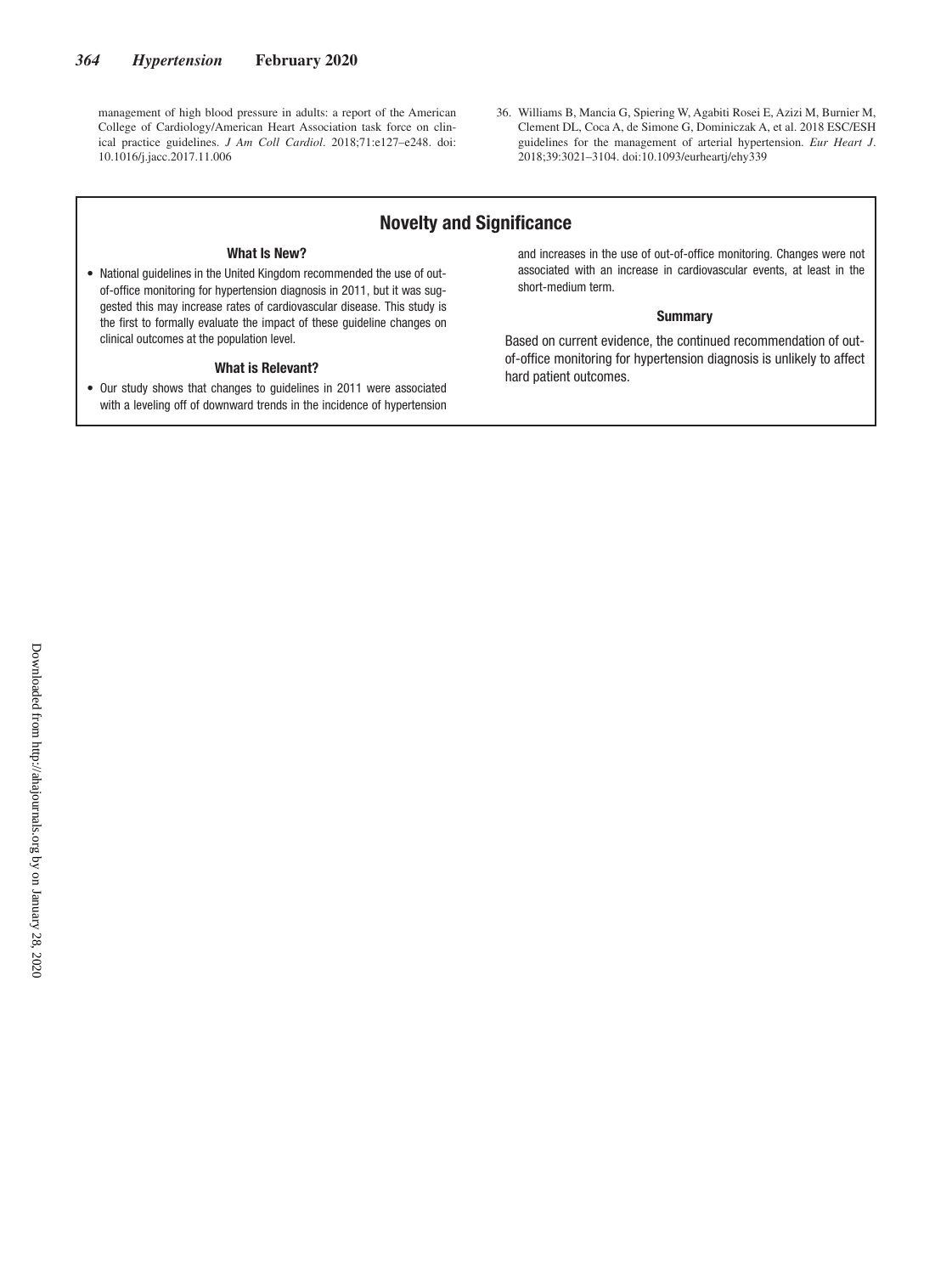management of high blood pressure in adults: a report of the American College of Cardiology/American Heart Association task force on clinical practice guidelines. *J Am Coll Cardiol*. 2018;71:e127–e248. doi: 10.1016/j.jacc.2017.11.006

36. Williams B, Mancia G, Spiering W, Agabiti Rosei E, Azizi M, Burnier M, Clement DL, Coca A, de Simone G, Dominiczak A, et al. 2018 ESC/ESH guidelines for the management of arterial hypertension. *Eur Heart J*. 2018;39:3021–3104. doi:10.1093/eurheartj/ehy339

## Novelty and Significance

### What Is New?

- National guidelines in the United Kingdom recommended the use of out-of-office monitoring for hypertension diagnosis in 2011, but it was suggested this may increase rates of cardiovascular disease. This study is the first to formally evaluate the impact of these guideline changes on clinical outcomes at the population level.

### What is Relevant?

- Our study shows that changes to guidelines in 2011 were associated with a leveling off of downward trends in the incidence of hypertension and increases in the use of out-of-office monitoring. Changes were not associated with an increase in cardiovascular events, at least in the short-medium term.

### Summary

Based on current evidence, the continued recommendation of out-of-office monitoring for hypertension diagnosis is unlikely to affect hard patient outcomes.